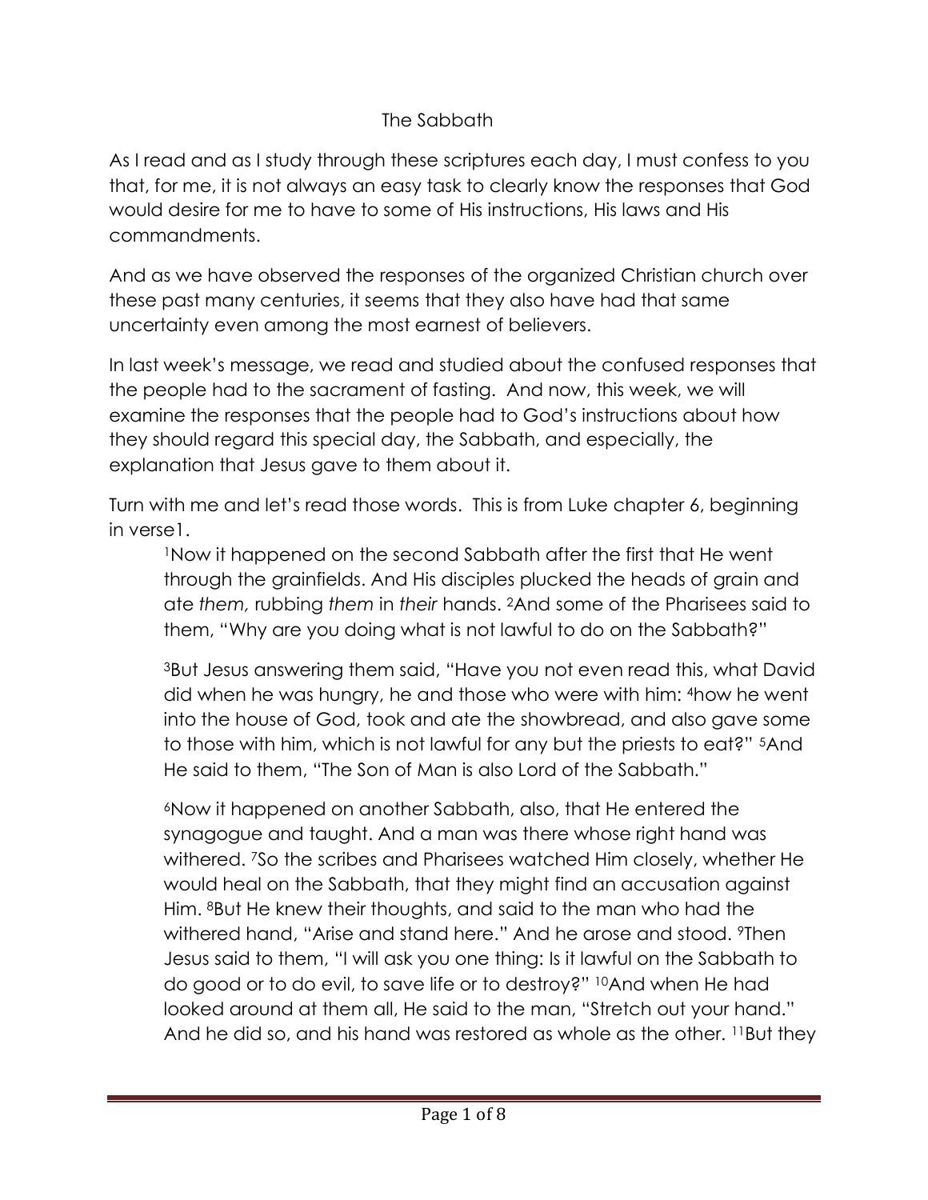# The Sabbath

As I read and as I study through these scriptures each day, I must confess to you that, for me, it is not always an easy task to clearly know the responses that God would desire for me to have to some of His instructions, His laws and His commandments.

And as we have observed the responses of the organized Christian church over these past many centuries, it seems that they also have had that same uncertainty even among the most earnest of believers.

In last week's message, we read and studied about the confused responses that the people had to the sacrament of fasting. And now, this week, we will examine the responses that the people had to God's instructions about how they should regard this special day, the Sabbath, and especially, the explanation that Jesus gave to them about it.

Turn with me and let's read those words. This is from Luke chapter 6, beginning in verse1.

> [1]Now it happened on the second Sabbath after the first that He went through the grainfields. And His disciples plucked the heads of grain and ate *them,* rubbing *them* in *their* hands. [2]And some of the Pharisees said to them, "Why are you doing what is not lawful to do on the Sabbath?"
>
> [3]But Jesus answering them said, "Have you not even read this, what David did when he was hungry, he and those who were with him: [4]how he went into the house of God, took and ate the showbread, and also gave some to those with him, which is not lawful for any but the priests to eat?" [5]And He said to them, "The Son of Man is also Lord of the Sabbath."
>
> [6]Now it happened on another Sabbath, also, that He entered the synagogue and taught. And a man was there whose right hand was withered. [7]So the scribes and Pharisees watched Him closely, whether He would heal on the Sabbath, that they might find an accusation against Him. [8]But He knew their thoughts, and said to the man who had the withered hand, "Arise and stand here." And he arose and stood. [9]Then Jesus said to them, "I will ask you one thing: Is it lawful on the Sabbath to do good or to do evil, to save life or to destroy?" [10]And when He had looked around at them all, He said to the man, "Stretch out your hand." And he did so, and his hand was restored as whole as the other. [11]But they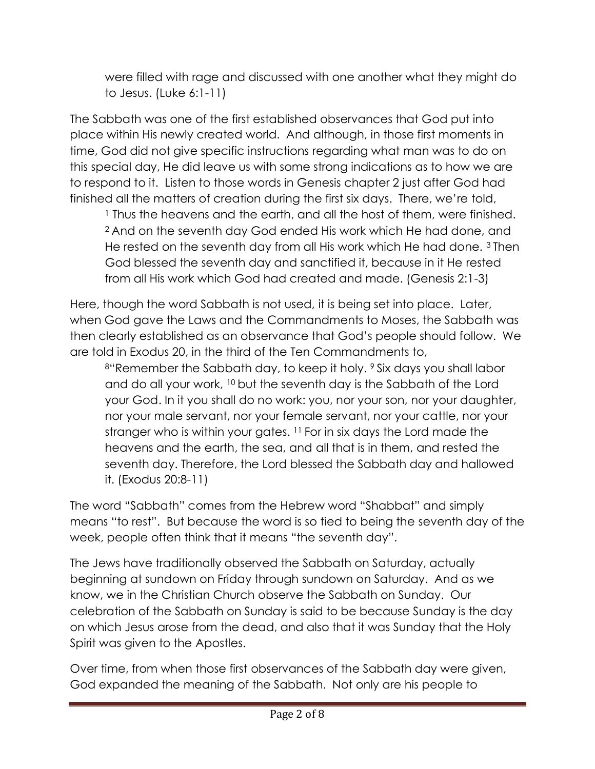were filled with rage and discussed with one another what they might do to Jesus. (Luke 6:1-11)

The Sabbath was one of the first established observances that God put into place within His newly created world. And although, in those first moments in time, God did not give specific instructions regarding what man was to do on this special day, He did leave us with some strong indications as to how we are to respond to it. Listen to those words in Genesis chapter 2 just after God had finished all the matters of creation during the first six days. There, we're told,

> [1] Thus the heavens and the earth, and all the host of them, were finished. [2] And on the seventh day God ended His work which He had done, and He rested on the seventh day from all His work which He had done. [3] Then God blessed the seventh day and sanctified it, because in it He rested from all His work which God had created and made. (Genesis 2:1-3)

Here, though the word Sabbath is not used, it is being set into place. Later, when God gave the Laws and the Commandments to Moses, the Sabbath was then clearly established as an observance that God's people should follow. We are told in Exodus 20, in the third of the Ten Commandments to,

> [8]"Remember the Sabbath day, to keep it holy. [9] Six days you shall labor and do all your work, [10] but the seventh day is the Sabbath of the Lord your God. In it you shall do no work: you, nor your son, nor your daughter, nor your male servant, nor your female servant, nor your cattle, nor your stranger who is within your gates. [11] For in six days the Lord made the heavens and the earth, the sea, and all that is in them, and rested the seventh day. Therefore, the Lord blessed the Sabbath day and hallowed it. (Exodus 20:8-11)

The word "Sabbath" comes from the Hebrew word "Shabbat" and simply means "to rest". But because the word is so tied to being the seventh day of the week, people often think that it means "the seventh day".

The Jews have traditionally observed the Sabbath on Saturday, actually beginning at sundown on Friday through sundown on Saturday. And as we know, we in the Christian Church observe the Sabbath on Sunday. Our celebration of the Sabbath on Sunday is said to be because Sunday is the day on which Jesus arose from the dead, and also that it was Sunday that the Holy Spirit was given to the Apostles.

Over time, from when those first observances of the Sabbath day were given, God expanded the meaning of the Sabbath. Not only are his people to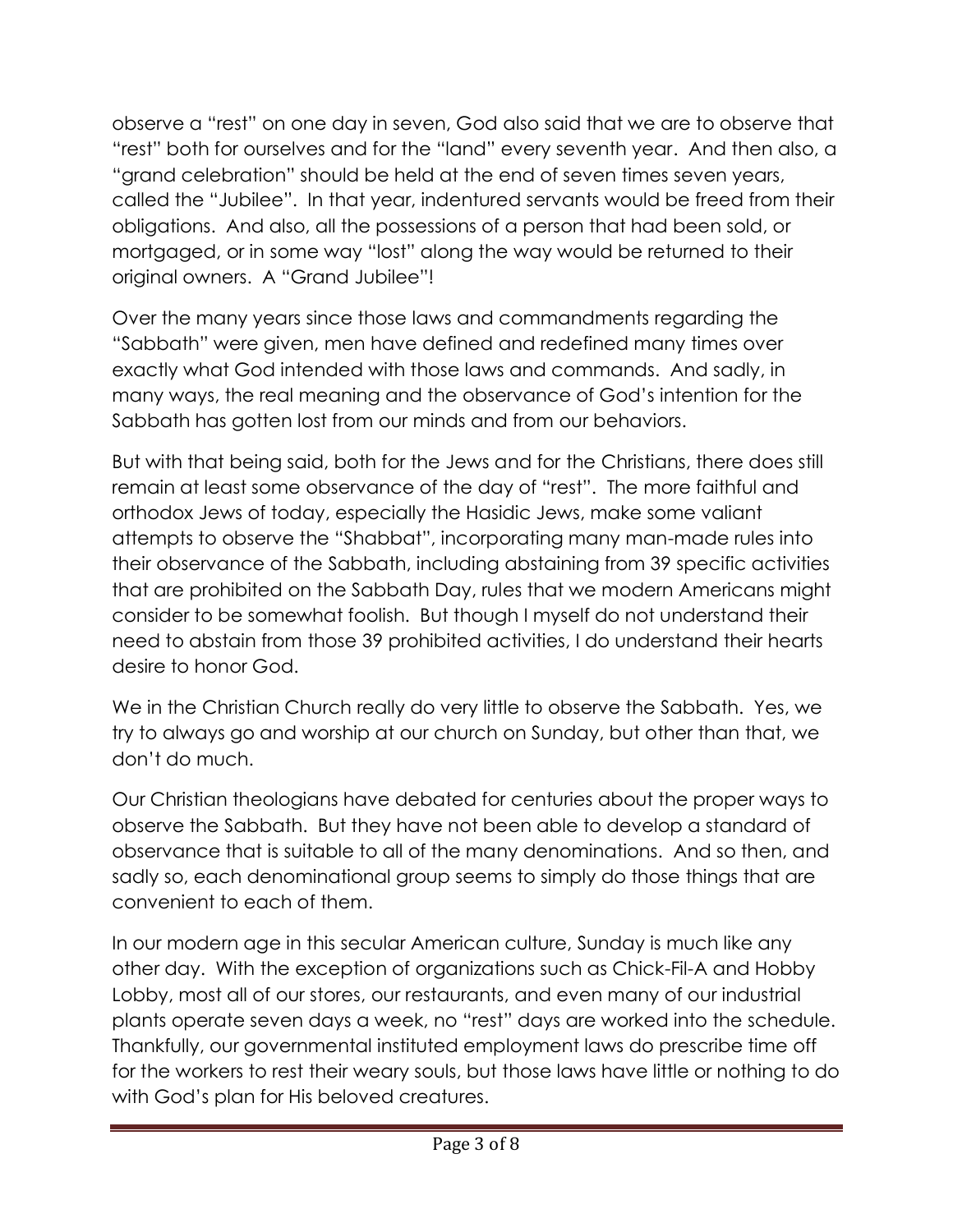observe a "rest" on one day in seven, God also said that we are to observe that "rest" both for ourselves and for the "land" every seventh year. And then also, a "grand celebration" should be held at the end of seven times seven years, called the "Jubilee". In that year, indentured servants would be freed from their obligations. And also, all the possessions of a person that had been sold, or mortgaged, or in some way "lost" along the way would be returned to their original owners. A "Grand Jubilee"!

Over the many years since those laws and commandments regarding the "Sabbath" were given, men have defined and redefined many times over exactly what God intended with those laws and commands. And sadly, in many ways, the real meaning and the observance of God's intention for the Sabbath has gotten lost from our minds and from our behaviors.

But with that being said, both for the Jews and for the Christians, there does still remain at least some observance of the day of "rest". The more faithful and orthodox Jews of today, especially the Hasidic Jews, make some valiant attempts to observe the "Shabbat", incorporating many man-made rules into their observance of the Sabbath, including abstaining from 39 specific activities that are prohibited on the Sabbath Day, rules that we modern Americans might consider to be somewhat foolish. But though I myself do not understand their need to abstain from those 39 prohibited activities, I do understand their hearts desire to honor God.

We in the Christian Church really do very little to observe the Sabbath. Yes, we try to always go and worship at our church on Sunday, but other than that, we don't do much.

Our Christian theologians have debated for centuries about the proper ways to observe the Sabbath. But they have not been able to develop a standard of observance that is suitable to all of the many denominations. And so then, and sadly so, each denominational group seems to simply do those things that are convenient to each of them.

In our modern age in this secular American culture, Sunday is much like any other day. With the exception of organizations such as Chick-Fil-A and Hobby Lobby, most all of our stores, our restaurants, and even many of our industrial plants operate seven days a week, no "rest" days are worked into the schedule. Thankfully, our governmental instituted employment laws do prescribe time off for the workers to rest their weary souls, but those laws have little or nothing to do with God's plan for His beloved creatures.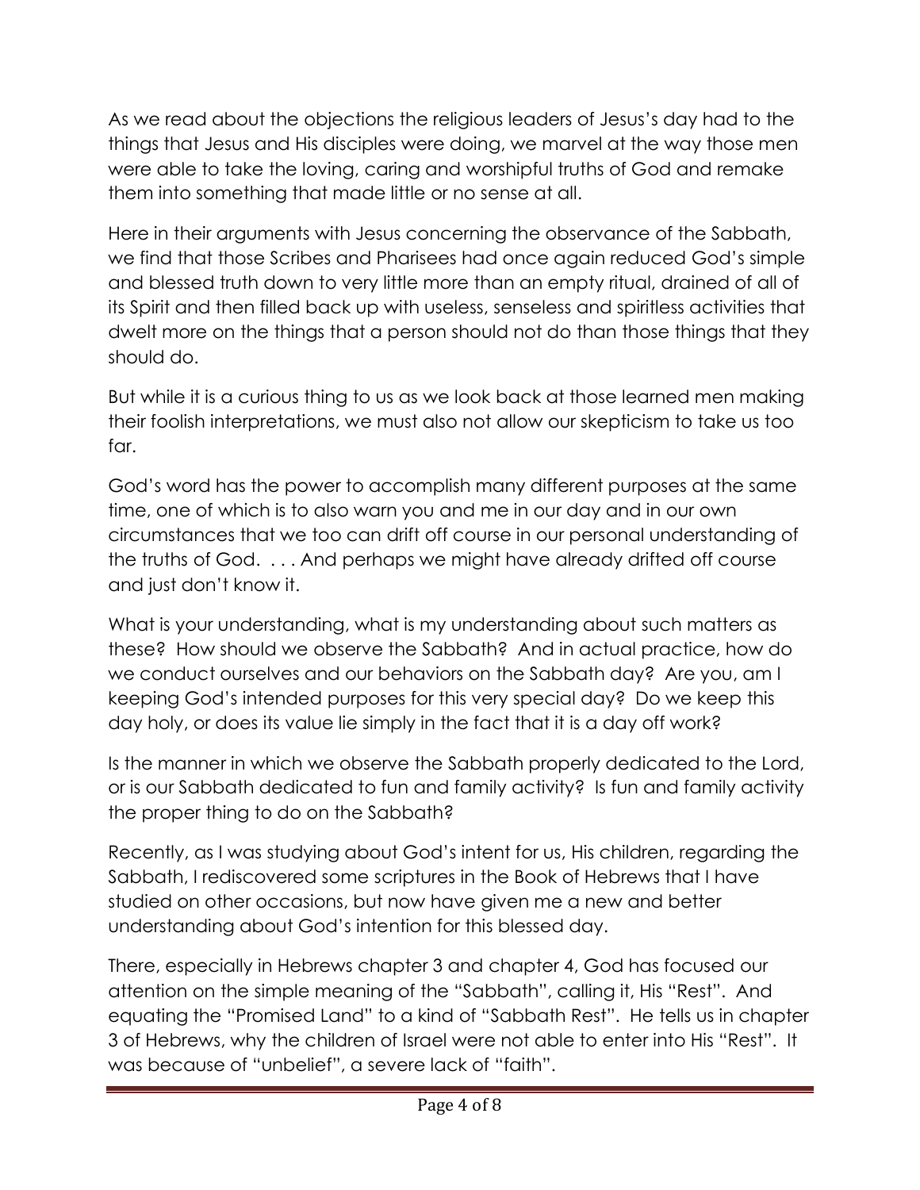As we read about the objections the religious leaders of Jesus's day had to the things that Jesus and His disciples were doing, we marvel at the way those men were able to take the loving, caring and worshipful truths of God and remake them into something that made little or no sense at all.

Here in their arguments with Jesus concerning the observance of the Sabbath, we find that those Scribes and Pharisees had once again reduced God's simple and blessed truth down to very little more than an empty ritual, drained of all of its Spirit and then filled back up with useless, senseless and spiritless activities that dwelt more on the things that a person should not do than those things that they should do.

But while it is a curious thing to us as we look back at those learned men making their foolish interpretations, we must also not allow our skepticism to take us too far.

God's word has the power to accomplish many different purposes at the same time, one of which is to also warn you and me in our day and in our own circumstances that we too can drift off course in our personal understanding of the truths of God. . . . And perhaps we might have already drifted off course and just don't know it.

What is your understanding, what is my understanding about such matters as these? How should we observe the Sabbath? And in actual practice, how do we conduct ourselves and our behaviors on the Sabbath day? Are you, am I keeping God's intended purposes for this very special day? Do we keep this day holy, or does its value lie simply in the fact that it is a day off work?

Is the manner in which we observe the Sabbath properly dedicated to the Lord, or is our Sabbath dedicated to fun and family activity? Is fun and family activity the proper thing to do on the Sabbath?

Recently, as I was studying about God's intent for us, His children, regarding the Sabbath, I rediscovered some scriptures in the Book of Hebrews that I have studied on other occasions, but now have given me a new and better understanding about God's intention for this blessed day.

There, especially in Hebrews chapter 3 and chapter 4, God has focused our attention on the simple meaning of the "Sabbath", calling it, His "Rest". And equating the "Promised Land" to a kind of "Sabbath Rest". He tells us in chapter 3 of Hebrews, why the children of Israel were not able to enter into His "Rest". It was because of "unbelief", a severe lack of "faith".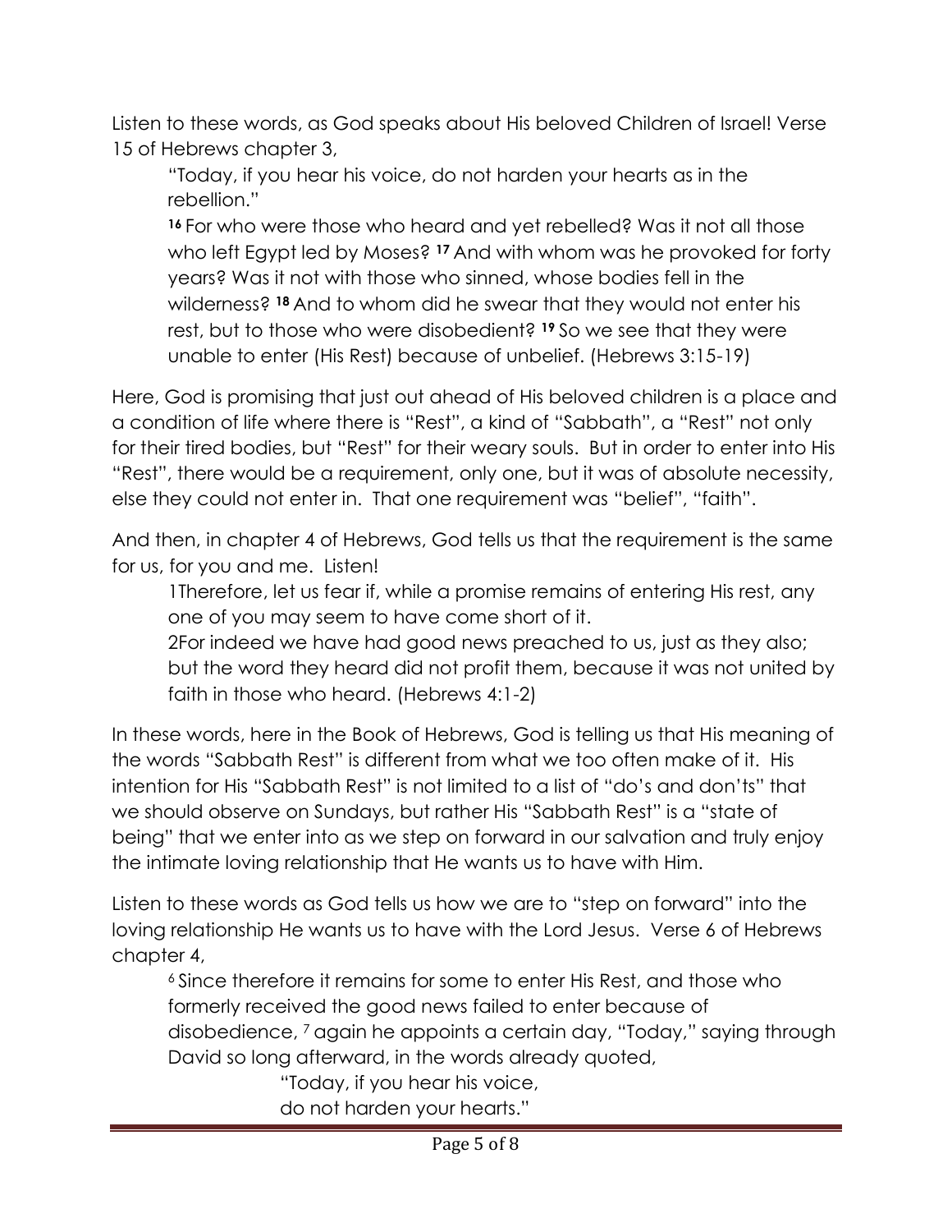Listen to these words, as God speaks about His beloved Children of Israel! Verse 15 of Hebrews chapter 3,

> "Today, if you hear his voice, do not harden your hearts as in the rebellion."
>
> [16] For who were those who heard and yet rebelled? Was it not all those who left Egypt led by Moses? [17] And with whom was he provoked for forty years? Was it not with those who sinned, whose bodies fell in the wilderness? [18] And to whom did he swear that they would not enter his rest, but to those who were disobedient? [19] So we see that they were unable to enter (His Rest) because of unbelief. (Hebrews 3:15-19)

Here, God is promising that just out ahead of His beloved children is a place and a condition of life where there is "Rest", a kind of "Sabbath", a "Rest" not only for their tired bodies, but "Rest" for their weary souls. But in order to enter into His "Rest", there would be a requirement, only one, but it was of absolute necessity, else they could not enter in. That one requirement was "belief", "faith".

And then, in chapter 4 of Hebrews, God tells us that the requirement is the same for us, for you and me. Listen!

> 1Therefore, let us fear if, while a promise remains of entering His rest, any one of you may seem to have come short of it.
>
> 2For indeed we have had good news preached to us, just as they also; but the word they heard did not profit them, because it was not united by faith in those who heard. (Hebrews 4:1-2)

In these words, here in the Book of Hebrews, God is telling us that His meaning of the words "Sabbath Rest" is different from what we too often make of it. His intention for His "Sabbath Rest" is not limited to a list of "do's and don'ts" that we should observe on Sundays, but rather His "Sabbath Rest" is a "state of being" that we enter into as we step on forward in our salvation and truly enjoy the intimate loving relationship that He wants us to have with Him.

Listen to these words as God tells us how we are to "step on forward" into the loving relationship He wants us to have with the Lord Jesus. Verse 6 of Hebrews chapter 4,

> [6] Since therefore it remains for some to enter His Rest, and those who formerly received the good news failed to enter because of disobedience, [7] again he appoints a certain day, "Today," saying through David so long afterward, in the words already quoted,
>
> "Today, if you hear his voice,
> do not harden your hearts."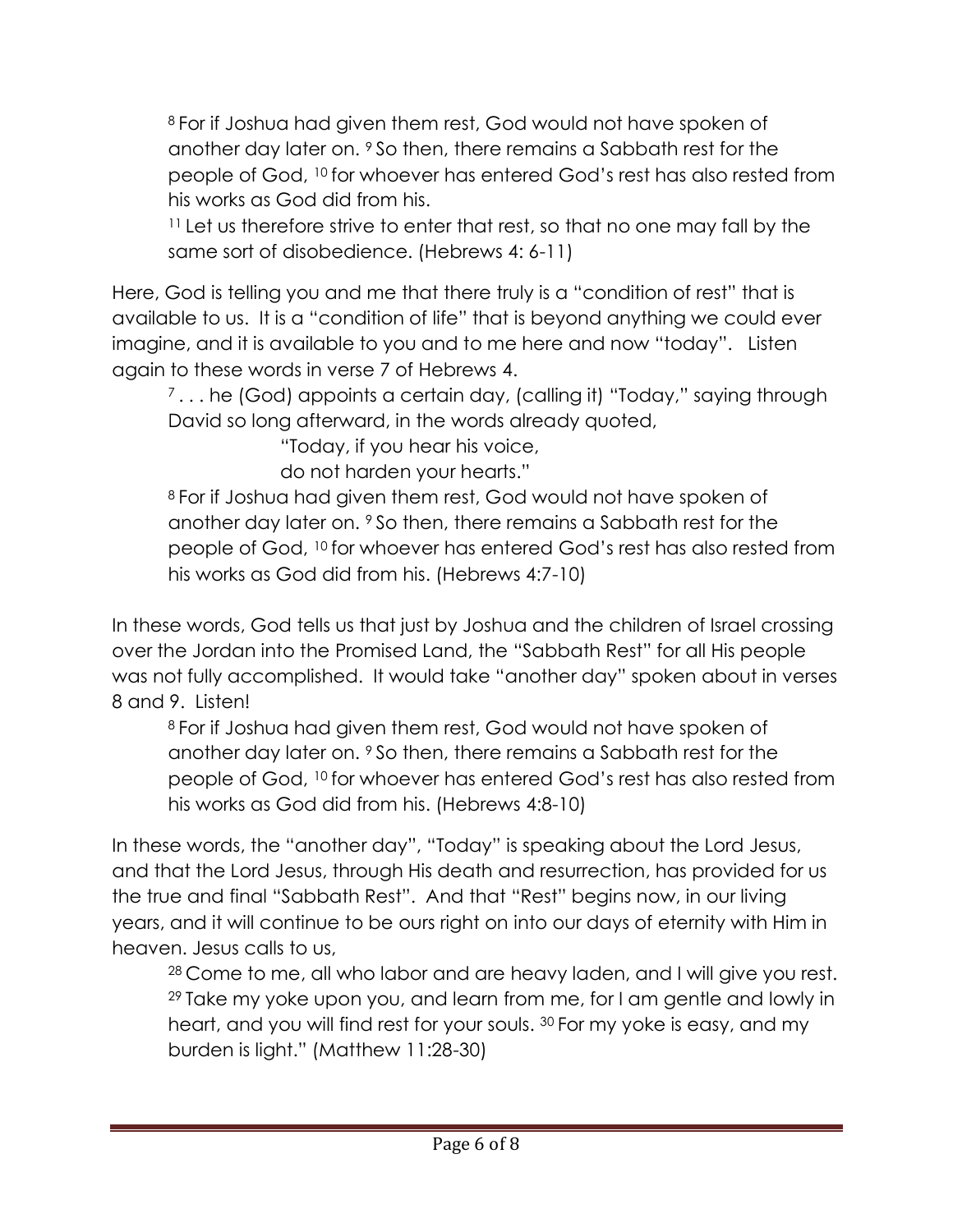> [8] For if Joshua had given them rest, God would not have spoken of another day later on. [9] So then, there remains a Sabbath rest for the people of God, [10] for whoever has entered God's rest has also rested from his works as God did from his.
>
> [11] Let us therefore strive to enter that rest, so that no one may fall by the same sort of disobedience. (Hebrews 4: 6-11)

Here, God is telling you and me that there truly is a "condition of rest" that is available to us. It is a "condition of life" that is beyond anything we could ever imagine, and it is available to you and to me here and now "today". Listen again to these words in verse 7 of Hebrews 4.

> [7] . . . he (God) appoints a certain day, (calling it) "Today," saying through David so long afterward, in the words already quoted,
>
> "Today, if you hear his voice,
> do not harden your hearts."
>
> [8] For if Joshua had given them rest, God would not have spoken of another day later on. [9] So then, there remains a Sabbath rest for the people of God, [10] for whoever has entered God's rest has also rested from his works as God did from his. (Hebrews 4:7-10)

In these words, God tells us that just by Joshua and the children of Israel crossing over the Jordan into the Promised Land, the "Sabbath Rest" for all His people was not fully accomplished. It would take "another day" spoken about in verses 8 and 9. Listen!

> [8] For if Joshua had given them rest, God would not have spoken of another day later on. [9] So then, there remains a Sabbath rest for the people of God, [10] for whoever has entered God's rest has also rested from his works as God did from his. (Hebrews 4:8-10)

In these words, the "another day", "Today" is speaking about the Lord Jesus, and that the Lord Jesus, through His death and resurrection, has provided for us the true and final "Sabbath Rest". And that "Rest" begins now, in our living years, and it will continue to be ours right on into our days of eternity with Him in heaven. Jesus calls to us,

> [28] Come to me, all who labor and are heavy laden, and I will give you rest. [29] Take my yoke upon you, and learn from me, for I am gentle and lowly in heart, and you will find rest for your souls. [30] For my yoke is easy, and my burden is light." (Matthew 11:28-30)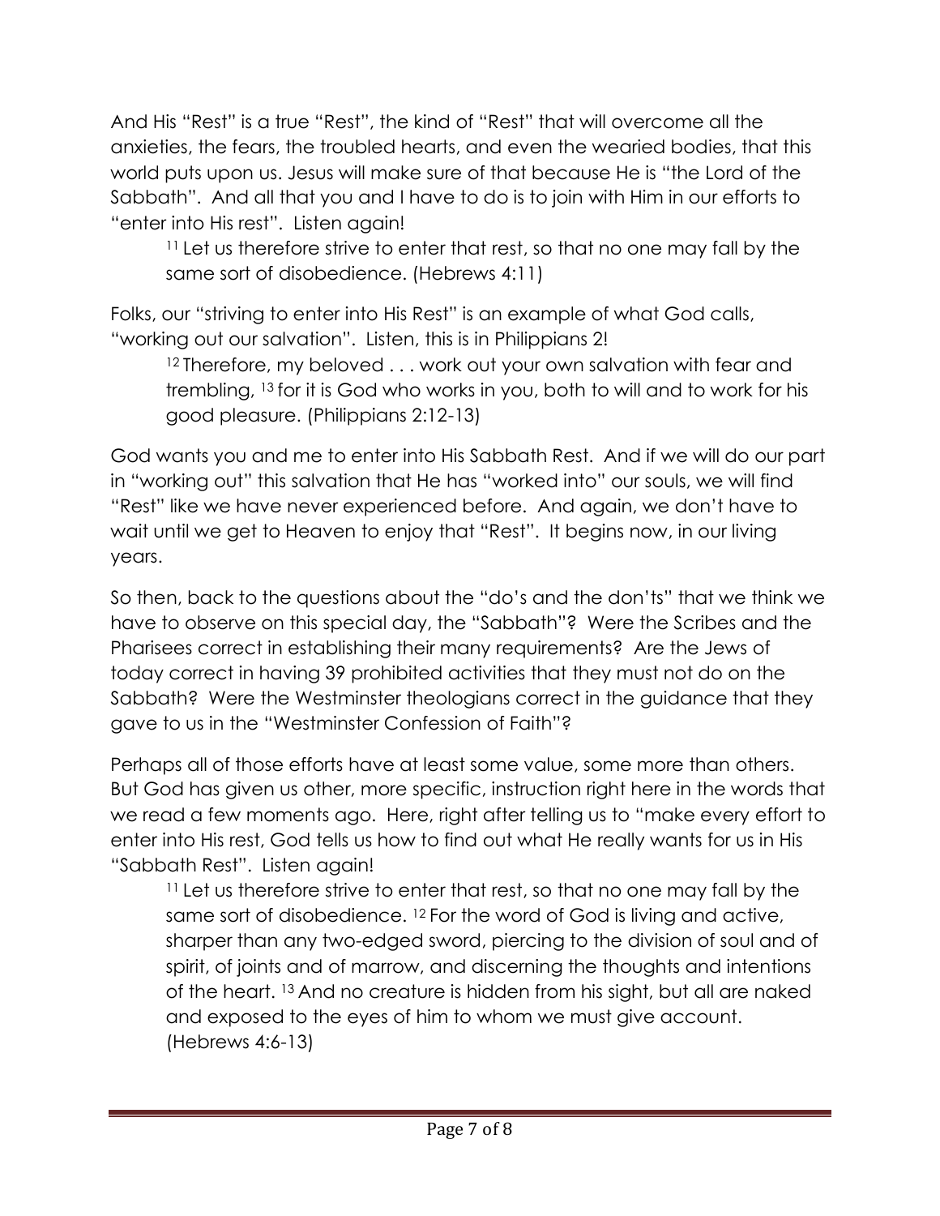And His "Rest" is a true "Rest", the kind of "Rest" that will overcome all the anxieties, the fears, the troubled hearts, and even the wearied bodies, that this world puts upon us. Jesus will make sure of that because He is "the Lord of the Sabbath". And all that you and I have to do is to join with Him in our efforts to "enter into His rest". Listen again!

> [11] Let us therefore strive to enter that rest, so that no one may fall by the same sort of disobedience. (Hebrews 4:11)

Folks, our "striving to enter into His Rest" is an example of what God calls, "working out our salvation". Listen, this is in Philippians 2!

> [12] Therefore, my beloved . . . work out your own salvation with fear and trembling, [13] for it is God who works in you, both to will and to work for his good pleasure. (Philippians 2:12-13)

God wants you and me to enter into His Sabbath Rest. And if we will do our part in "working out" this salvation that He has "worked into" our souls, we will find "Rest" like we have never experienced before. And again, we don't have to wait until we get to Heaven to enjoy that "Rest". It begins now, in our living years.

So then, back to the questions about the "do's and the don'ts" that we think we have to observe on this special day, the "Sabbath"? Were the Scribes and the Pharisees correct in establishing their many requirements? Are the Jews of today correct in having 39 prohibited activities that they must not do on the Sabbath? Were the Westminster theologians correct in the guidance that they gave to us in the "Westminster Confession of Faith"?

Perhaps all of those efforts have at least some value, some more than others. But God has given us other, more specific, instruction right here in the words that we read a few moments ago. Here, right after telling us to "make every effort to enter into His rest, God tells us how to find out what He really wants for us in His "Sabbath Rest". Listen again!

> [11] Let us therefore strive to enter that rest, so that no one may fall by the same sort of disobedience. [12] For the word of God is living and active, sharper than any two-edged sword, piercing to the division of soul and of spirit, of joints and of marrow, and discerning the thoughts and intentions of the heart. [13] And no creature is hidden from his sight, but all are naked and exposed to the eyes of him to whom we must give account. (Hebrews 4:6-13)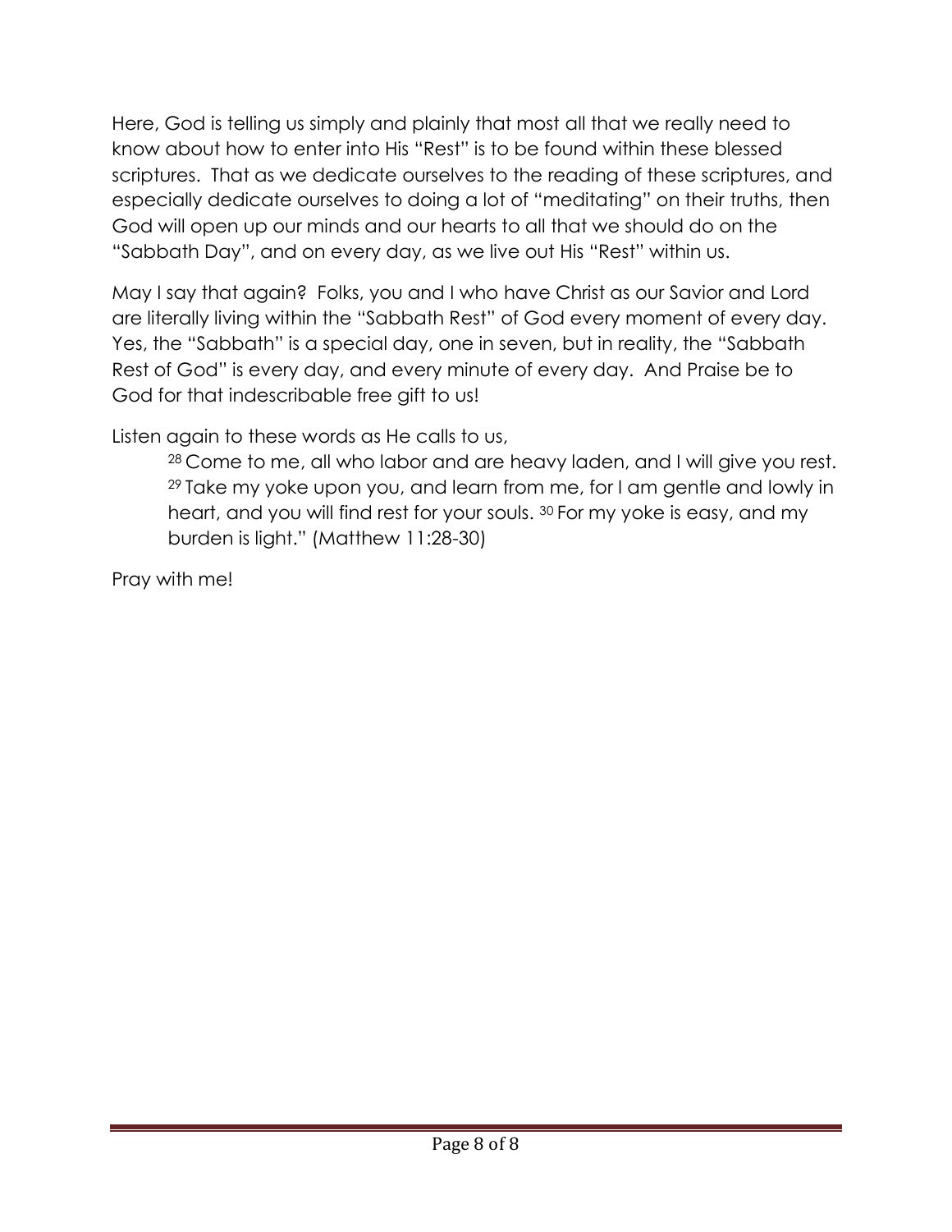Here, God is telling us simply and plainly that most all that we really need to know about how to enter into His "Rest" is to be found within these blessed scriptures. That as we dedicate ourselves to the reading of these scriptures, and especially dedicate ourselves to doing a lot of "meditating" on their truths, then God will open up our minds and our hearts to all that we should do on the "Sabbath Day", and on every day, as we live out His "Rest" within us.

May I say that again? Folks, you and I who have Christ as our Savior and Lord are literally living within the "Sabbath Rest" of God every moment of every day. Yes, the "Sabbath" is a special day, one in seven, but in reality, the "Sabbath Rest of God" is every day, and every minute of every day. And Praise be to God for that indescribable free gift to us!

Listen again to these words as He calls to us,

> [28] Come to me, all who labor and are heavy laden, and I will give you rest. [29] Take my yoke upon you, and learn from me, for I am gentle and lowly in heart, and you will find rest for your souls. [30] For my yoke is easy, and my burden is light." (Matthew 11:28-30)

Pray with me!